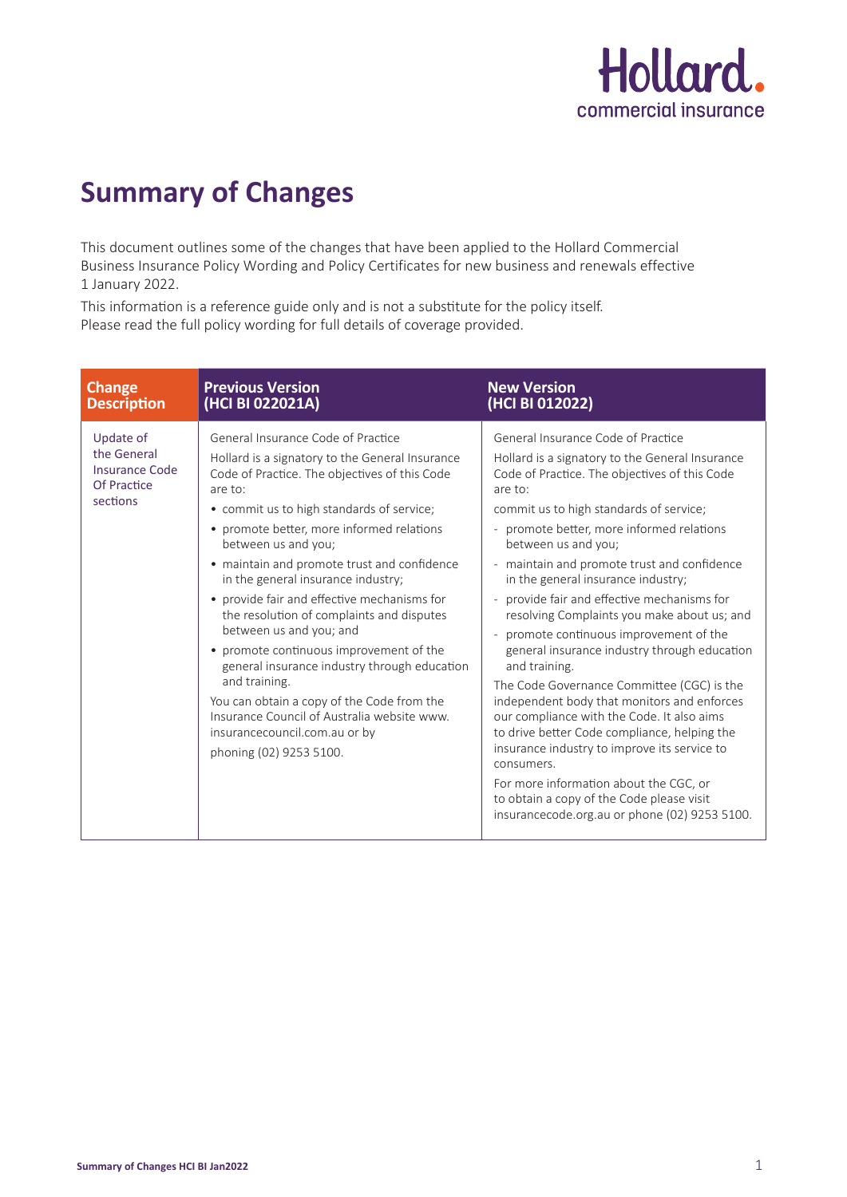# Summary of Changes

This document outlines some of the changes that have been applied to the Hollard Commercial Business Insurance Policy Wording and Policy Certificates for new business and renewals effective 1 January 2022.

This information is a reference guide only and is not a substitute for the policy itself. Please read the full policy wording for full details of coverage provided.

| Change Description | Previous Version (HCI BI 022021A) | New Version (HCI BI 012022) |
|---|---|---|
| Update of the General Insurance Code Of Practice sections | General Insurance Code of Practice<br><br>Hollard is a signatory to the General Insurance Code of Practice. The objectives of this Code are to:<br><br>• commit us to high standards of service;<br>• promote better, more informed relations between us and you;<br>• maintain and promote trust and confidence in the general insurance industry;<br>• provide fair and effective mechanisms for the resolution of complaints and disputes between us and you; and<br>• promote continuous improvement of the general insurance industry through education and training.<br><br>You can obtain a copy of the Code from the Insurance Council of Australia website www.insurancecouncil.com.au or by phoning (02) 9253 5100. | General Insurance Code of Practice<br><br>Hollard is a signatory to the General Insurance Code of Practice. The objectives of this Code are to:<br><br>commit us to high standards of service;<br>- promote better, more informed relations between us and you;<br>- maintain and promote trust and confidence in the general insurance industry;<br>- provide fair and effective mechanisms for resolving Complaints you make about us; and<br>- promote continuous improvement of the general insurance industry through education and training.<br><br>The Code Governance Committee (CGC) is the independent body that monitors and enforces our compliance with the Code. It also aims to drive better Code compliance, helping the insurance industry to improve its service to consumers.<br><br>For more information about the CGC, or to obtain a copy of the Code please visit insurancecode.org.au or phone (02) 9253 5100. |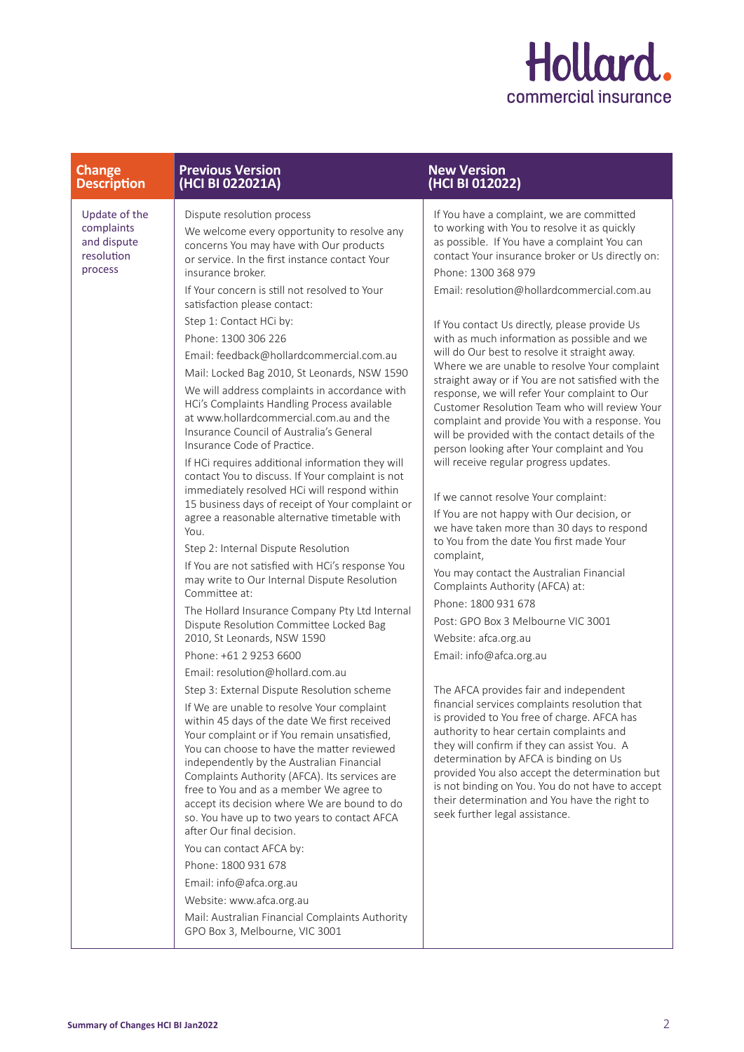| Change Description | Previous Version (HCI BI 022021A) | New Version (HCI BI 012022) |
|---|---|---|
| Update of the complaints and dispute resolution process | Dispute resolution process<br><br>We welcome every opportunity to resolve any concerns You may have with Our products or service. In the first instance contact Your insurance broker.<br><br>If Your concern is still not resolved to Your satisfaction please contact:<br><br>Step 1: Contact HCi by:<br><br>Phone: 1300 306 226<br><br>Email: feedback@hollardcommercial.com.au<br><br>Mail: Locked Bag 2010, St Leonards, NSW 1590<br><br>We will address complaints in accordance with HCi's Complaints Handling Process available at www.hollardcommercial.com.au and the Insurance Council of Australia's General Insurance Code of Practice.<br><br>If HCi requires additional information they will contact You to discuss. If Your complaint is not immediately resolved HCi will respond within 15 business days of receipt of Your complaint or agree a reasonable alternative timetable with You.<br><br>Step 2: Internal Dispute Resolution<br><br>If You are not satisfied with HCi's response You may write to Our Internal Dispute Resolution Committee at:<br><br>The Hollard Insurance Company Pty Ltd Internal Dispute Resolution Committee Locked Bag 2010, St Leonards, NSW 1590<br><br>Phone: +61 2 9253 6600<br><br>Email: resolution@hollard.com.au<br><br>Step 3: External Dispute Resolution scheme<br><br>If We are unable to resolve Your complaint within 45 days of the date We first received Your complaint or if You remain unsatisfied, You can choose to have the matter reviewed independently by the Australian Financial Complaints Authority (AFCA). Its services are free to You and as a member We agree to accept its decision where We are bound to do so. You have up to two years to contact AFCA after Our final decision.<br><br>You can contact AFCA by:<br><br>Phone: 1800 931 678<br><br>Email: info@afca.org.au<br><br>Website: www.afca.org.au<br><br>Mail: Australian Financial Complaints Authority GPO Box 3, Melbourne, VIC 3001 | If You have a complaint, we are committed to working with You to resolve it as quickly as possible. If You have a complaint You can contact Your insurance broker or Us directly on:<br><br>Phone: 1300 368 979<br><br>Email: resolution@hollardcommercial.com.au<br><br>If You contact Us directly, please provide Us with as much information as possible and we will do Our best to resolve it straight away. Where we are unable to resolve Your complaint straight away or if You are not satisfied with the response, we will refer Your complaint to Our Customer Resolution Team who will review Your complaint and provide You with a response. You will be provided with the contact details of the person looking after Your complaint and You will receive regular progress updates.<br><br>If we cannot resolve Your complaint:<br><br>If You are not happy with Our decision, or we have taken more than 30 days to respond to You from the date You first made Your complaint,<br><br>You may contact the Australian Financial Complaints Authority (AFCA) at:<br><br>Phone: 1800 931 678<br><br>Post: GPO Box 3 Melbourne VIC 3001<br><br>Website: afca.org.au<br><br>Email: info@afca.org.au<br><br>The AFCA provides fair and independent financial services complaints resolution that is provided to You free of charge. AFCA has authority to hear certain complaints and they will confirm if they can assist You. A determination by AFCA is binding on Us provided You also accept the determination but is not binding on You. You do not have to accept their determination and You have the right to seek further legal assistance. |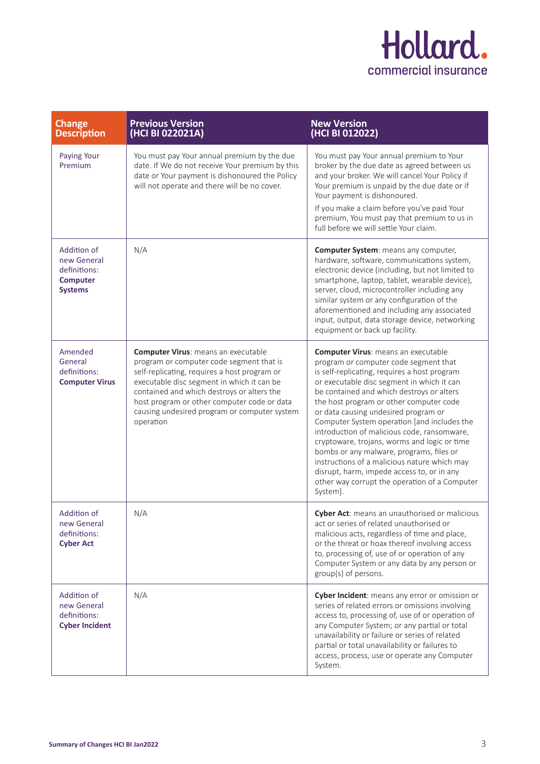| Change Description | Previous Version (HCI BI 022021A) | New Version (HCI BI 012022) |
|---|---|---|
| Paying Your Premium | You must pay Your annual premium by the due date. If We do not receive Your premium by this date or Your payment is dishonoured the Policy will not operate and there will be no cover. | You must pay Your annual premium to Your broker by the due date as agreed between us and your broker. We will cancel Your Policy if Your premium is unpaid by the due date or if Your payment is dishonoured.<br><br>If you make a claim before you've paid Your premium, You must pay that premium to us in full before we will settle Your claim. |
| Addition of new General definitions: **Computer Systems** | N/A | **Computer System**: means any computer, hardware, software, communications system, electronic device (including, but not limited to smartphone, laptop, tablet, wearable device), server, cloud, microcontroller including any similar system or any configuration of the aforementioned and including any associated input, output, data storage device, networking equipment or back up facility. |
| Amended General definitions: **Computer Virus** | **Computer Virus**: means an executable program or computer code segment that is self-replicating, requires a host program or executable disc segment in which it can be contained and which destroys or alters the host program or other computer code or data causing undesired program or computer system operation | **Computer Virus**: means an executable program or computer code segment that is self-replicating, requires a host program or executable disc segment in which it can be contained and which destroys or alters the host program or other computer code or data causing undesired program or Computer System operation [and includes the introduction of malicious code, ransomware, cryptoware, trojans, worms and logic or time bombs or any malware, programs, files or instructions of a malicious nature which may disrupt, harm, impede access to, or in any other way corrupt the operation of a Computer System]. |
| Addition of new General definitions: **Cyber Act** | N/A | **Cyber Act**: means an unauthorised or malicious act or series of related unauthorised or malicious acts, regardless of time and place, or the threat or hoax thereof involving access to, processing of, use of or operation of any Computer System or any data by any person or group(s) of persons. |
| Addition of new General definitions: **Cyber Incident** | N/A | **Cyber Incident**: means any error or omission or series of related errors or omissions involving access to, processing of, use of or operation of any Computer System; or any partial or total unavailability or failure or series of related partial or total unavailability or failures to access, process, use or operate any Computer System. |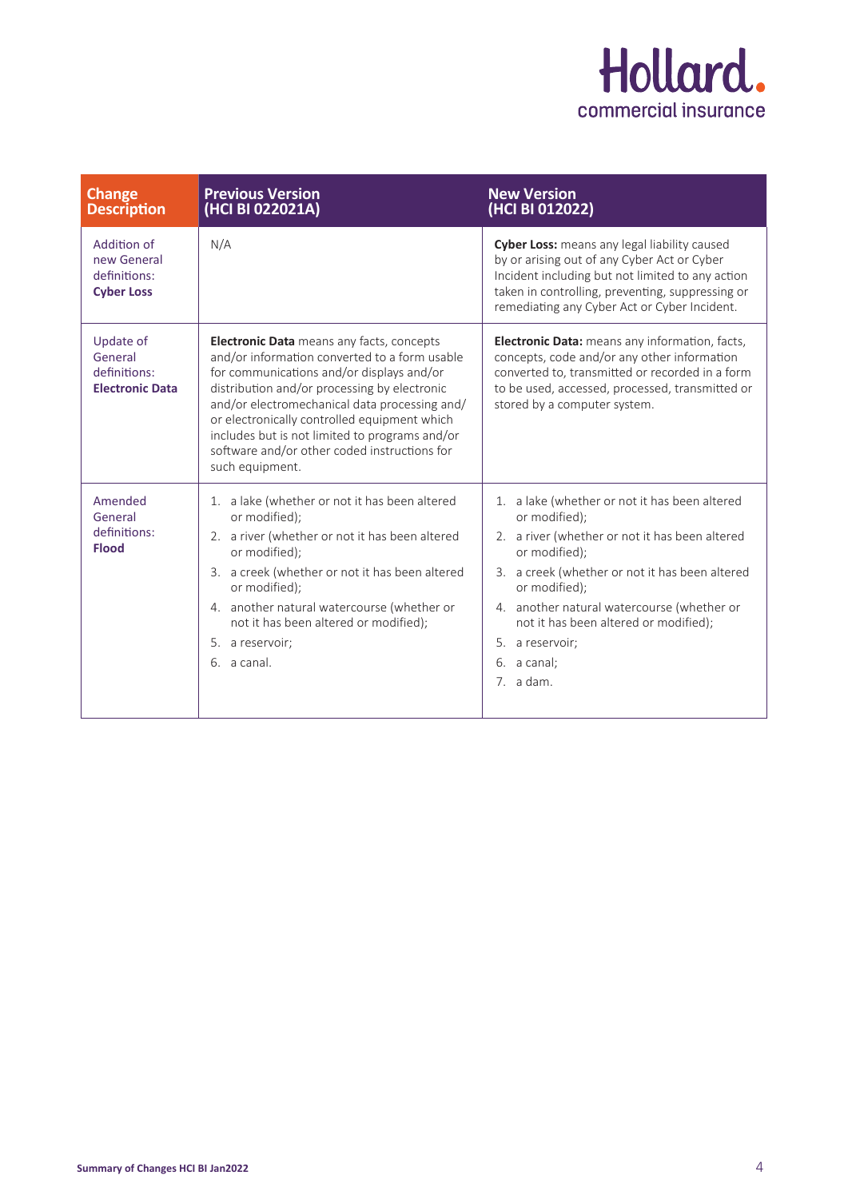| Change Description | Previous Version (HCI BI 022021A) | New Version (HCI BI 012022) |
|---|---|---|
| Addition of new General definitions: **Cyber Loss** | N/A | **Cyber Loss:** means any legal liability caused by or arising out of any Cyber Act or Cyber Incident including but not limited to any action taken in controlling, preventing, suppressing or remediating any Cyber Act or Cyber Incident. |
| Update of General definitions: **Electronic Data** | **Electronic Data** means any facts, concepts and/or information converted to a form usable for communications and/or displays and/or distribution and/or processing by electronic and/or electromechanical data processing and/ or electronically controlled equipment which includes but is not limited to programs and/or software and/or other coded instructions for such equipment. | **Electronic Data:** means any information, facts, concepts, code and/or any other information converted to, transmitted or recorded in a form to be used, accessed, processed, transmitted or stored by a computer system. |
| Amended General definitions: **Flood** | 1. a lake (whether or not it has been altered or modified);<br>2. a river (whether or not it has been altered or modified);<br>3. a creek (whether or not it has been altered or modified);<br>4. another natural watercourse (whether or not it has been altered or modified);<br>5. a reservoir;<br>6. a canal. | 1. a lake (whether or not it has been altered or modified);<br>2. a river (whether or not it has been altered or modified);<br>3. a creek (whether or not it has been altered or modified);<br>4. another natural watercourse (whether or not it has been altered or modified);<br>5. a reservoir;<br>6. a canal;<br>7. a dam. |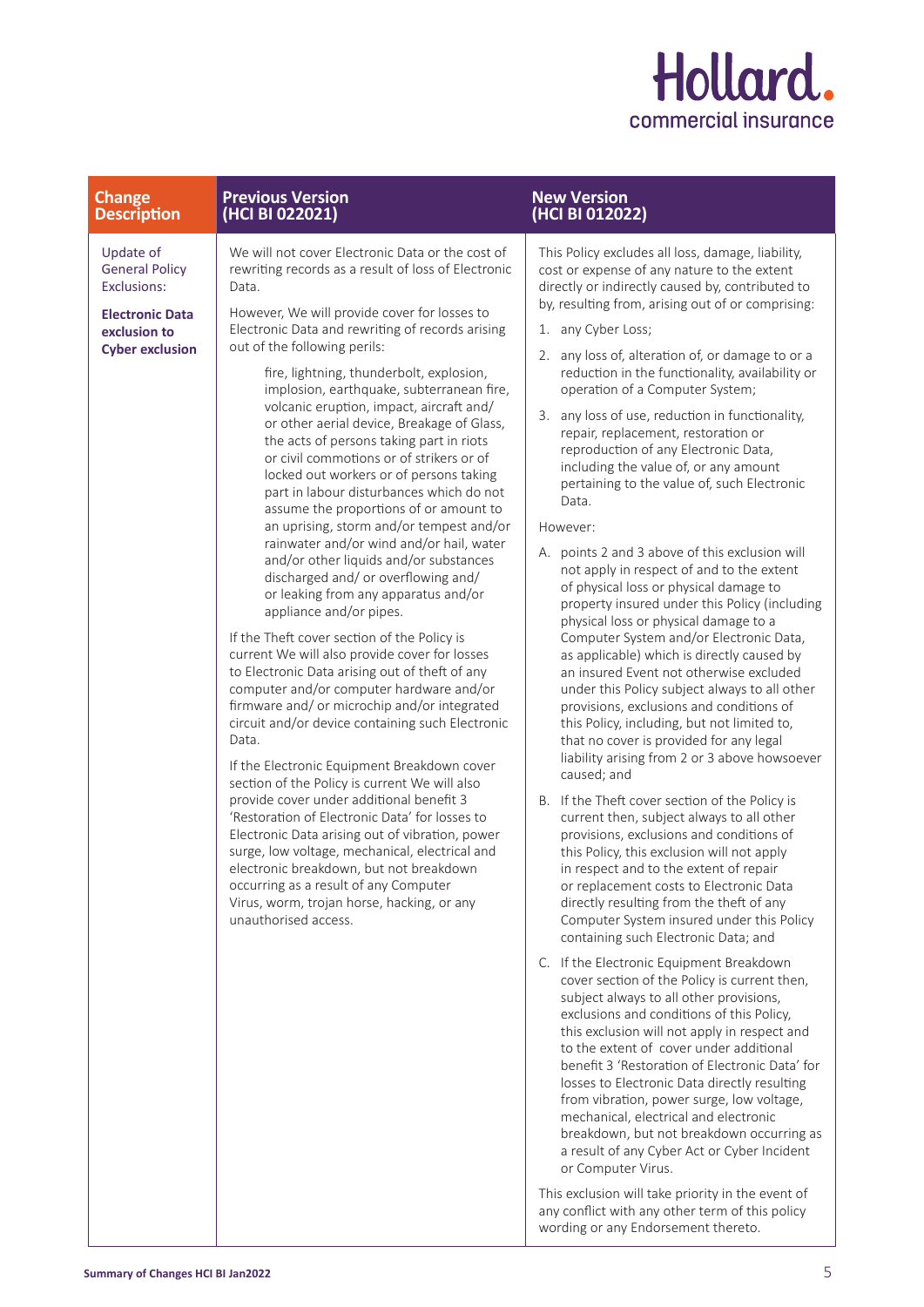| Change Description | Previous Version (HCI BI 022021) | New Version (HCI BI 012022) |
|---|---|---|
| Update of General Policy Exclusions:<br><br>**Electronic Data exclusion to Cyber exclusion** | We will not cover Electronic Data or the cost of rewriting records as a result of loss of Electronic Data.<br><br>However, We will provide cover for losses to Electronic Data and rewriting of records arising out of the following perils:<br><br>fire, lightning, thunderbolt, explosion, implosion, earthquake, subterranean fire, volcanic eruption, impact, aircraft and/ or other aerial device, Breakage of Glass, the acts of persons taking part in riots or civil commotions or of strikers or of locked out workers or of persons taking part in labour disturbances which do not assume the proportions of or amount to an uprising, storm and/or tempest and/or rainwater and/or wind and/or hail, water and/or other liquids and/or substances discharged and/ or overflowing and/ or leaking from any apparatus and/or appliance and/or pipes.<br><br>If the Theft cover section of the Policy is current We will also provide cover for losses to Electronic Data arising out of theft of any computer and/or computer hardware and/or firmware and/ or microchip and/or integrated circuit and/or device containing such Electronic Data.<br><br>If the Electronic Equipment Breakdown cover section of the Policy is current We will also provide cover under additional benefit 3 'Restoration of Electronic Data' for losses to Electronic Data arising out of vibration, power surge, low voltage, mechanical, electrical and electronic breakdown, but not breakdown occurring as a result of any Computer Virus, worm, trojan horse, hacking, or any unauthorised access. | This Policy excludes all loss, damage, liability, cost or expense of any nature to the extent directly or indirectly caused by, contributed to by, resulting from, arising out of or comprising:<br><br>1. any Cyber Loss;<br>2. any loss of, alteration of, or damage to or a reduction in the functionality, availability or operation of a Computer System;<br>3. any loss of use, reduction in functionality, repair, replacement, restoration or reproduction of any Electronic Data, including the value of, or any amount pertaining to the value of, such Electronic Data.<br><br>However:<br><br>A. points 2 and 3 above of this exclusion will not apply in respect of and to the extent of physical loss or physical damage to property insured under this Policy (including physical loss or physical damage to a Computer System and/or Electronic Data, as applicable) which is directly caused by an insured Event not otherwise excluded under this Policy subject always to all other provisions, exclusions and conditions of this Policy, including, but not limited to, that no cover is provided for any legal liability arising from 2 or 3 above howsoever caused; and<br>B. If the Theft cover section of the Policy is current then, subject always to all other provisions, exclusions and conditions of this Policy, this exclusion will not apply in respect and to the extent of repair or replacement costs to Electronic Data directly resulting from the theft of any Computer System insured under this Policy containing such Electronic Data; and<br>C. If the Electronic Equipment Breakdown cover section of the Policy is current then, subject always to all other provisions, exclusions and conditions of this Policy, this exclusion will not apply in respect and to the extent of cover under additional benefit 3 'Restoration of Electronic Data' for losses to Electronic Data directly resulting from vibration, power surge, low voltage, mechanical, electrical and electronic breakdown, but not breakdown occurring as a result of any Cyber Act or Cyber Incident or Computer Virus.<br><br>This exclusion will take priority in the event of any conflict with any other term of this policy wording or any Endorsement thereto. |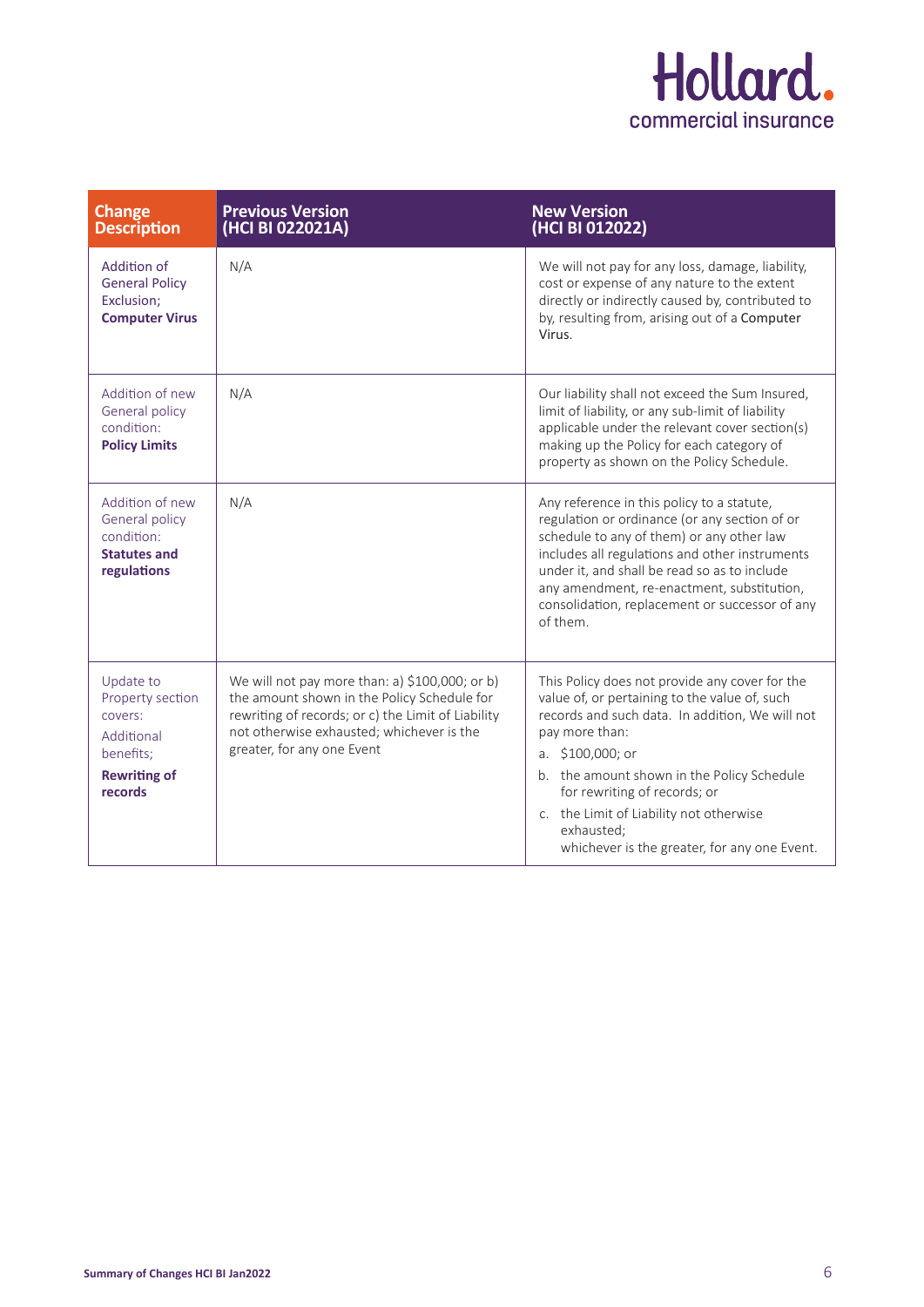| Change Description | Previous Version (HCI BI 022021A) | New Version (HCI BI 012022) |
|---|---|---|
| Addition of General Policy Exclusion; **Computer Virus** | N/A | We will not pay for any loss, damage, liability, cost or expense of any nature to the extent directly or indirectly caused by, contributed to by, resulting from, arising out of a Computer Virus. |
| Addition of new General policy condition: **Policy Limits** | N/A | Our liability shall not exceed the Sum Insured, limit of liability, or any sub-limit of liability applicable under the relevant cover section(s) making up the Policy for each category of property as shown on the Policy Schedule. |
| Addition of new General policy condition: **Statutes and regulations** | N/A | Any reference in this policy to a statute, regulation or ordinance (or any section of or schedule to any of them) or any other law includes all regulations and other instruments under it, and shall be read so as to include any amendment, re-enactment, substitution, consolidation, replacement or successor of any of them. |
| Update to Property section covers: Additional benefits; **Rewriting of records** | We will not pay more than: a) $100,000; or b) the amount shown in the Policy Schedule for rewriting of records; or c) the Limit of Liability not otherwise exhausted; whichever is the greater, for any one Event | This Policy does not provide any cover for the value of, or pertaining to the value of, such records and such data. In addition, We will not pay more than:<br>a. $100,000; or<br>b. the amount shown in the Policy Schedule for rewriting of records; or<br>c. the Limit of Liability not otherwise exhausted;<br>whichever is the greater, for any one Event. |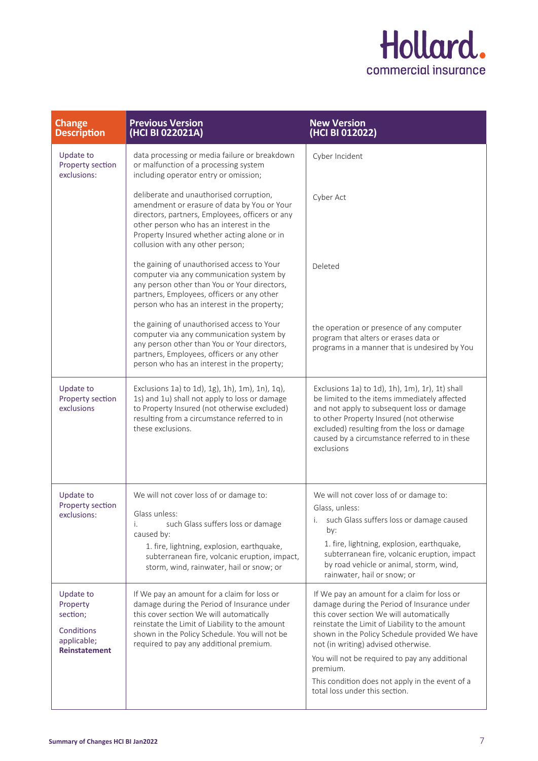| Change Description | Previous Version (HCI BI 022021A) | New Version (HCI BI 012022) |
|---|---|---|
| Update to Property section exclusions: | data processing or media failure or breakdown or malfunction of a processing system including operator entry or omission; | Cyber Incident |
| | deliberate and unauthorised corruption, amendment or erasure of data by You or Your directors, partners, Employees, officers or any other person who has an interest in the Property Insured whether acting alone or in collusion with any other person; | Cyber Act |
| | the gaining of unauthorised access to Your computer via any communication system by any person other than You or Your directors, partners, Employees, officers or any other person who has an interest in the property; | Deleted |
| | the gaining of unauthorised access to Your computer via any communication system by any person other than You or Your directors, partners, Employees, officers or any other person who has an interest in the property; | the operation or presence of any computer program that alters or erases data or programs in a manner that is undesired by You |
| Update to Property section exclusions | Exclusions 1a) to 1d), 1g), 1h), 1m), 1n), 1q), 1s) and 1u) shall not apply to loss or damage to Property Insured (not otherwise excluded) resulting from a circumstance referred to in these exclusions. | Exclusions 1a) to 1d), 1h), 1m), 1r), 1t) shall be limited to the items immediately affected and not apply to subsequent loss or damage to other Property Insured (not otherwise excluded) resulting from the loss or damage caused by a circumstance referred to in these exclusions |
| Update to Property section exclusions: | We will not cover loss of or damage to:<br><br>Glass unless:<br>i. such Glass suffers loss or damage caused by:<br>1. fire, lightning, explosion, earthquake, subterranean fire, volcanic eruption, impact, storm, wind, rainwater, hail or snow; or | We will not cover loss of or damage to:<br>Glass, unless:<br>i. such Glass suffers loss or damage caused by:<br>1. fire, lightning, explosion, earthquake, subterranean fire, volcanic eruption, impact by road vehicle or animal, storm, wind, rainwater, hail or snow; or |
| Update to Property section;<br><br>Conditions applicable;<br>**Reinstatement** | If We pay an amount for a claim for loss or damage during the Period of Insurance under this cover section We will automatically reinstate the Limit of Liability to the amount shown in the Policy Schedule. You will not be required to pay any additional premium. | If We pay an amount for a claim for loss or damage during the Period of Insurance under this cover section We will automatically reinstate the Limit of Liability to the amount shown in the Policy Schedule provided We have not (in writing) advised otherwise.<br><br>You will not be required to pay any additional premium.<br><br>This condition does not apply in the event of a total loss under this section. |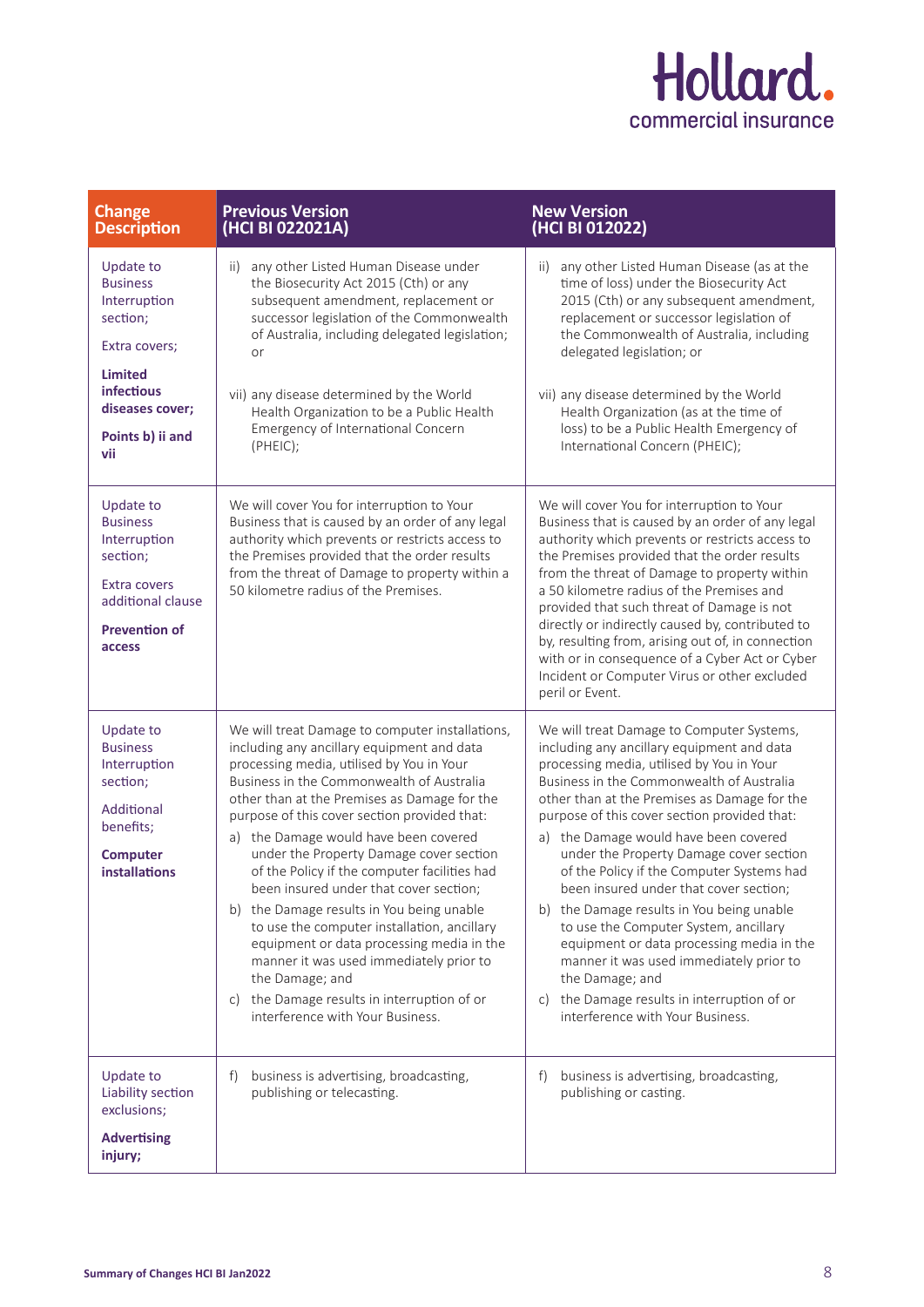| Change Description | Previous Version (HCI BI 022021A) | New Version (HCI BI 012022) |
|---|---|---|
| Update to Business Interruption section;<br><br>Extra covers;<br><br>**Limited infectious diseases cover;**<br><br>**Points b) ii and vii** | ii) any other Listed Human Disease under the Biosecurity Act 2015 (Cth) or any subsequent amendment, replacement or successor legislation of the Commonwealth of Australia, including delegated legislation; or<br><br>vii) any disease determined by the World Health Organization to be a Public Health Emergency of International Concern (PHEIC); | ii) any other Listed Human Disease (as at the time of loss) under the Biosecurity Act 2015 (Cth) or any subsequent amendment, replacement or successor legislation of the Commonwealth of Australia, including delegated legislation; or<br><br>vii) any disease determined by the World Health Organization (as at the time of loss) to be a Public Health Emergency of International Concern (PHEIC); |
| Update to Business Interruption section;<br><br>Extra covers additional clause<br><br>**Prevention of access** | We will cover You for interruption to Your Business that is caused by an order of any legal authority which prevents or restricts access to the Premises provided that the order results from the threat of Damage to property within a 50 kilometre radius of the Premises. | We will cover You for interruption to Your Business that is caused by an order of any legal authority which prevents or restricts access to the Premises provided that the order results from the threat of Damage to property within a 50 kilometre radius of the Premises and provided that such threat of Damage is not directly or indirectly caused by, contributed to by, resulting from, arising out of, in connection with or in consequence of a Cyber Act or Cyber Incident or Computer Virus or other excluded peril or Event. |
| Update to Business Interruption section;<br><br>Additional benefits;<br><br>**Computer installations** | We will treat Damage to computer installations, including any ancillary equipment and data processing media, utilised by You in Your Business in the Commonwealth of Australia other than at the Premises as Damage for the purpose of this cover section provided that:<br>a) the Damage would have been covered under the Property Damage cover section of the Policy if the computer facilities had been insured under that cover section;<br>b) the Damage results in You being unable to use the computer installation, ancillary equipment or data processing media in the manner it was used immediately prior to the Damage; and<br>c) the Damage results in interruption of or interference with Your Business. | We will treat Damage to Computer Systems, including any ancillary equipment and data processing media, utilised by You in Your Business in the Commonwealth of Australia other than at the Premises as Damage for the purpose of this cover section provided that:<br>a) the Damage would have been covered under the Property Damage cover section of the Policy if the Computer Systems had been insured under that cover section;<br>b) the Damage results in You being unable to use the Computer System, ancillary equipment or data processing media in the manner it was used immediately prior to the Damage; and<br>c) the Damage results in interruption of or interference with Your Business. |
| Update to Liability section exclusions;<br><br>**Advertising injury;** | f) business is advertising, broadcasting, publishing or telecasting. | f) business is advertising, broadcasting, publishing or casting. |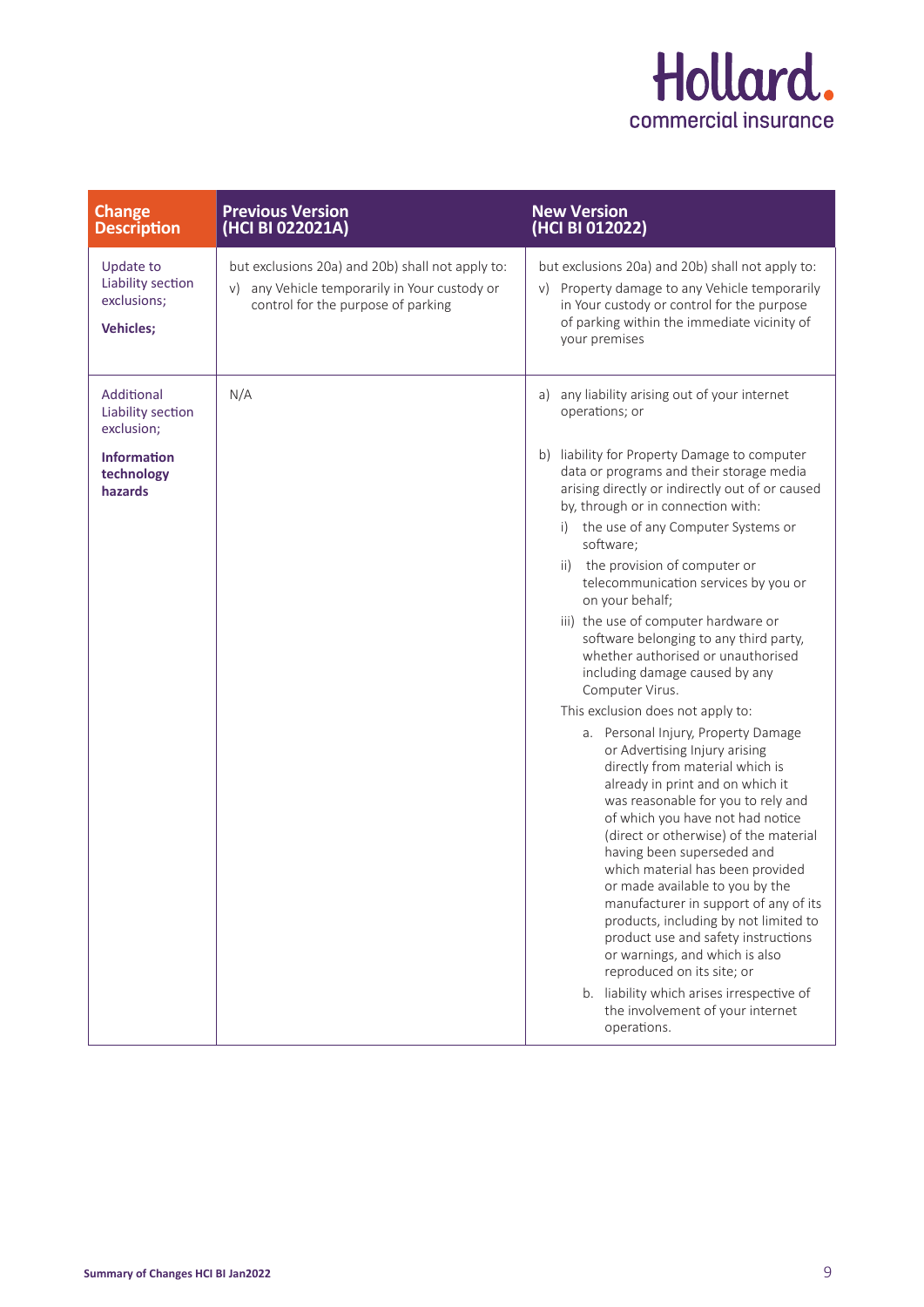| Change Description | Previous Version (HCI BI 022021A) | New Version (HCI BI 012022) |
|---|---|---|
| Update to Liability section exclusions; **Vehicles;** | but exclusions 20a) and 20b) shall not apply to: v) any Vehicle temporarily in Your custody or control for the purpose of parking | but exclusions 20a) and 20b) shall not apply to: v) Property damage to any Vehicle temporarily in Your custody or control for the purpose of parking within the immediate vicinity of your premises |
| Additional Liability section exclusion; **Information technology hazards** | N/A | a) any liability arising out of your internet operations; or<br><br>b) liability for Property Damage to computer data or programs and their storage media arising directly or indirectly out of or caused by, through or in connection with:<br>i) the use of any Computer Systems or software;<br>ii) the provision of computer or telecommunication services by you or on your behalf;<br>iii) the use of computer hardware or software belonging to any third party, whether authorised or unauthorised including damage caused by any Computer Virus.<br>This exclusion does not apply to:<br>a. Personal Injury, Property Damage or Advertising Injury arising directly from material which is already in print and on which it was reasonable for you to rely and of which you have not had notice (direct or otherwise) of the material having been superseded and which material has been provided or made available to you by the manufacturer in support of any of its products, including by not limited to product use and safety instructions or warnings, and which is also reproduced on its site; or<br>b. liability which arises irrespective of the involvement of your internet operations. |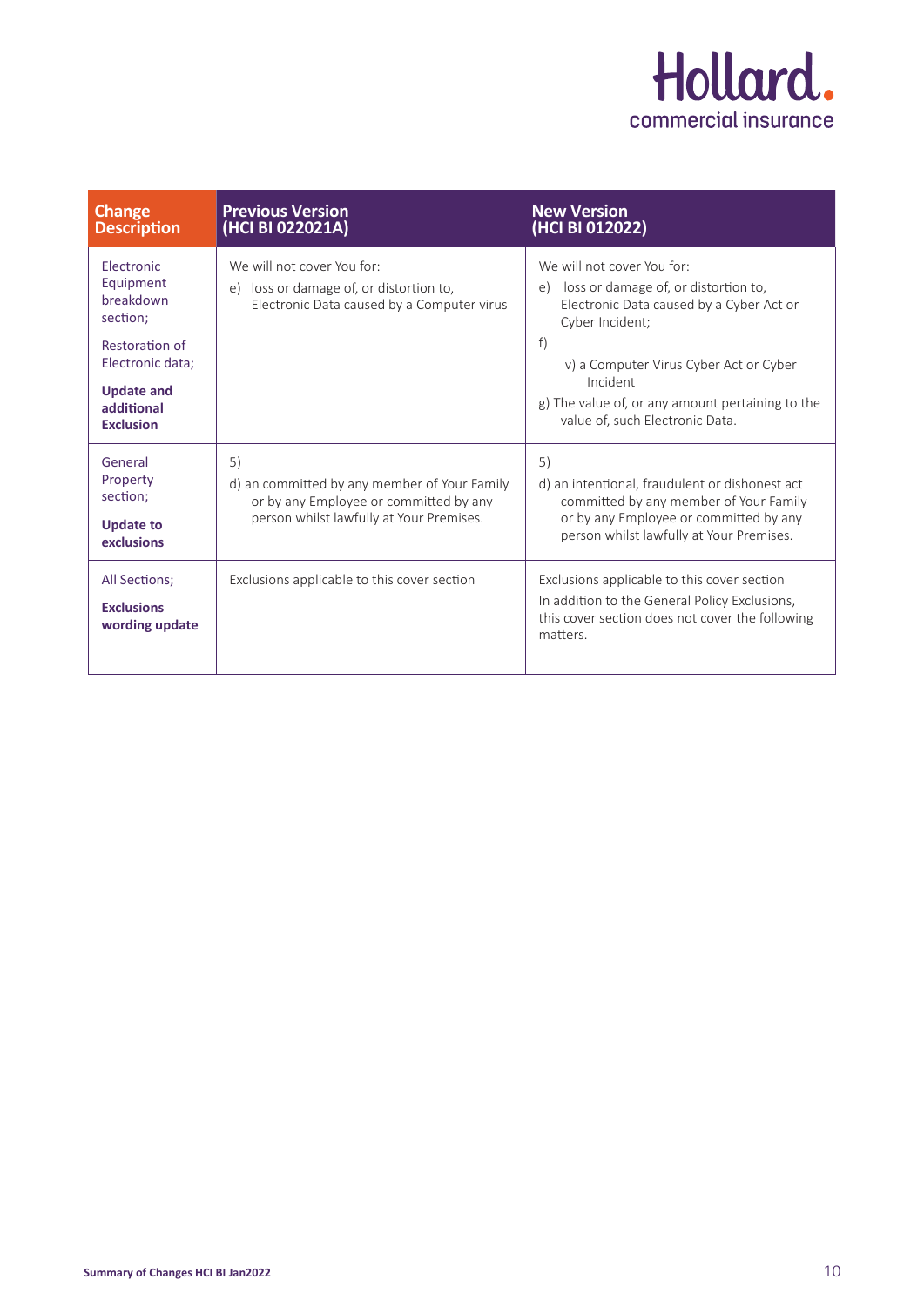| Change Description | Previous Version (HCI BI 022021A) | New Version (HCI BI 012022) |
|---|---|---|
| Electronic Equipment breakdown section;<br><br>Restoration of Electronic data;<br><br>**Update and additional Exclusion** | We will not cover You for:<br>e) loss or damage of, or distortion to, Electronic Data caused by a Computer virus | We will not cover You for:<br>e) loss or damage of, or distortion to, Electronic Data caused by a Cyber Act or Cyber Incident;<br>f)<br>v) a Computer Virus Cyber Act or Cyber Incident<br>g) The value of, or any amount pertaining to the value of, such Electronic Data. |
| General Property section;<br><br>**Update to exclusions** | 5)<br>d) an committed by any member of Your Family or by any Employee or committed by any person whilst lawfully at Your Premises. | 5)<br>d) an intentional, fraudulent or dishonest act committed by any member of Your Family or by any Employee or committed by any person whilst lawfully at Your Premises. |
| All Sections;<br><br>**Exclusions wording update** | Exclusions applicable to this cover section | Exclusions applicable to this cover section<br>In addition to the General Policy Exclusions, this cover section does not cover the following matters. |